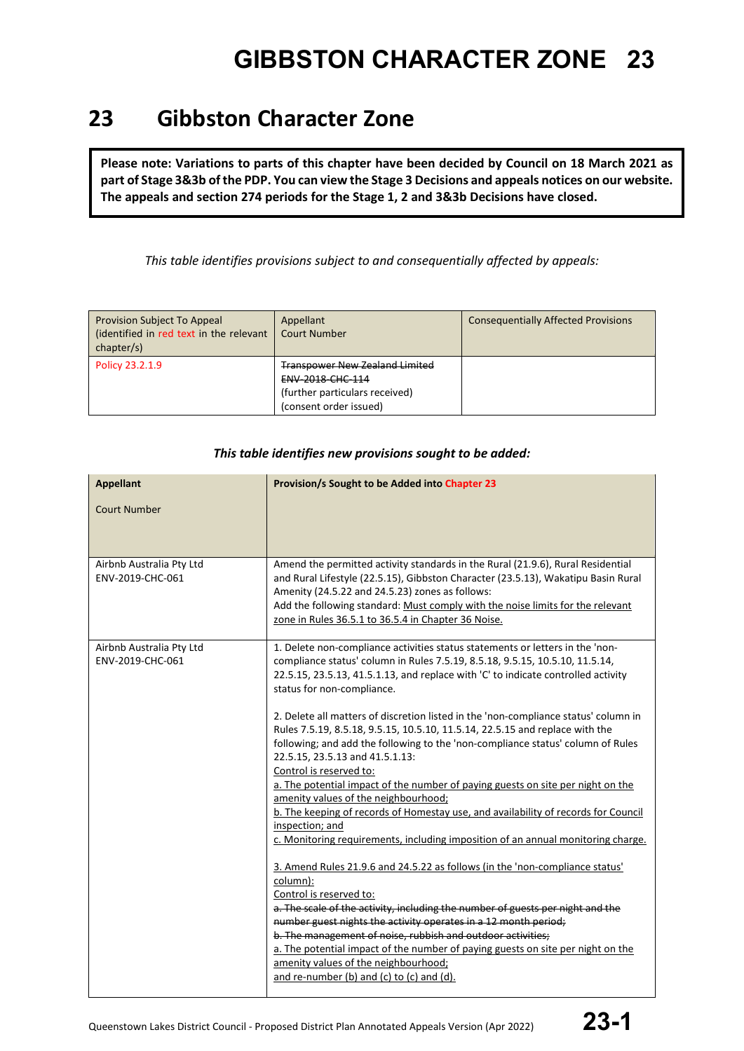# GIBBSTON CHARACTER ZONE 23

## 23 Gibbston Character Zone

**Please note: Variations to parts of this chapter have been decided by Council on 18 March 2021 as part of Stage 3&3b of the PDP. You can view the Stage 3 Decisions and appeals notices on our website. The appeals and section 274 periods for the Stage 1, 2 and 3&3b Decisions have closed.**

*This table identifies provisions subject to and consequentially affected by appeals:*

| Provision Subject To Appeal (identified in red text in the relevant chapter/s) | Appellant Court Number | Consequentially Affected Provisions |
|---|---|---|
| Policy 23.2.1.9 | ~~Transpower New Zealand Limited~~ ~~ENV-2018-CHC-114~~ (further particulars received) (consent order issued) | |

***This table identifies new provisions sought to be added:***

| **Appellant** Court Number | **Provision/s Sought to be Added into Chapter 23** |
|---|---|
| Airbnb Australia Pty Ltd ENV-2019-CHC-061 | Amend the permitted activity standards in the Rural (21.9.6), Rural Residential and Rural Lifestyle (22.5.15), Gibbston Character (23.5.13), Wakatipu Basin Rural Amenity (24.5.22 and 24.5.23) zones as follows: Add the following standard: <u>Must comply with the noise limits for the relevant zone in Rules 36.5.1 to 36.5.4 in Chapter 36 Noise.</u> |
| Airbnb Australia Pty Ltd ENV-2019-CHC-061 | 1. Delete non-compliance activities status statements or letters in the 'non-compliance status' column in Rules 7.5.19, 8.5.18, 9.5.15, 10.5.10, 11.5.14, 22.5.15, 23.5.13, 41.5.1.13, and replace with 'C' to indicate controlled activity status for non-compliance.<br><br>2. Delete all matters of discretion listed in the 'non-compliance status' column in Rules 7.5.19, 8.5.18, 9.5.15, 10.5.10, 11.5.14, 22.5.15 and replace with the following; and add the following to the 'non-compliance status' column of Rules 22.5.15, 23.5.13 and 41.5.1.13:<br><u>Control is reserved to:</u><br><u>a. The potential impact of the number of paying guests on site per night on the amenity values of the neighbourhood;</u><br><u>b. The keeping of records of Homestay use, and availability of records for Council inspection; and</u><br><u>c. Monitoring requirements, including imposition of an annual monitoring charge.</u><br><br><u>3. Amend Rules 21.9.6 and 24.5.22 as follows (in the 'non-compliance status' column):</u><br><u>Control is reserved to:</u><br>~~a. The scale of the activity, including the number of guests per night and the number guest nights the activity operates in a 12 month period;~~<br>~~b. The management of noise, rubbish and outdoor activities;~~<br><u>a. The potential impact of the number of paying guests on site per night on the amenity values of the neighbourhood;</u><br><u>and re-number (b) and (c) to (c) and (d).</u> |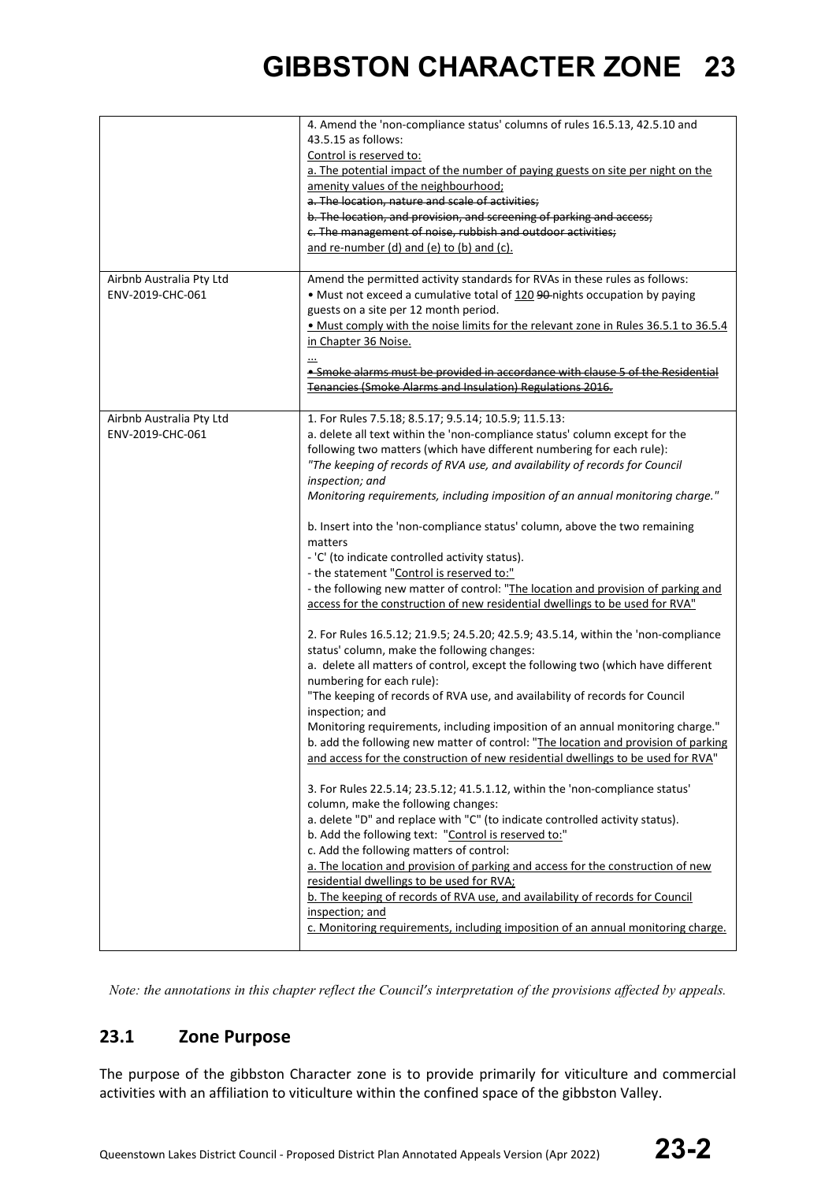| | |
|---|---|
| | 4. Amend the 'non-compliance status' columns of rules 16.5.13, 42.5.10 and 43.5.15 as follows:<br>Control is reserved to:<br>a. The potential impact of the number of paying guests on site per night on the amenity values of the neighbourhood;<br>~~a. The location, nature and scale of activities;~~<br>~~b. The location, and provision, and screening of parking and access;~~<br>~~c. The management of noise, rubbish and outdoor activities;~~<br>and re-number (d) and (e) to (b) and (c). |
| Airbnb Australia Pty Ltd<br>ENV-2019-CHC-061 | Amend the permitted activity standards for RVAs in these rules as follows:<br>• Must not exceed a cumulative total of 120 ~~90~~ nights occupation by paying guests on a site per 12 month period.<br>• Must comply with the noise limits for the relevant zone in Rules 36.5.1 to 36.5.4 in Chapter 36 Noise.<br>...<br>~~• Smoke alarms must be provided in accordance with clause 5 of the Residential Tenancies (Smoke Alarms and Insulation) Regulations 2016.~~ |
| Airbnb Australia Pty Ltd<br>ENV-2019-CHC-061 | 1. For Rules 7.5.18; 8.5.17; 9.5.14; 10.5.9; 11.5.13:<br>a. delete all text within the 'non-compliance status' column except for the following two matters (which have different numbering for each rule):<br>*"The keeping of records of RVA use, and availability of records for Council inspection; and*<br>*Monitoring requirements, including imposition of an annual monitoring charge."*<br><br>b. Insert into the 'non-compliance status' column, above the two remaining matters<br>- 'C' (to indicate controlled activity status).<br>- the statement "Control is reserved to:"<br>- the following new matter of control: "The location and provision of parking and access for the construction of new residential dwellings to be used for RVA"<br><br>2. For Rules 16.5.12; 21.9.5; 24.5.20; 42.5.9; 43.5.14, within the 'non-compliance status' column, make the following changes:<br>a. delete all matters of control, except the following two (which have different numbering for each rule):<br>"The keeping of records of RVA use, and availability of records for Council inspection; and<br>Monitoring requirements, including imposition of an annual monitoring charge."<br>b. add the following new matter of control: "The location and provision of parking and access for the construction of new residential dwellings to be used for RVA"<br><br>3. For Rules 22.5.14; 23.5.12; 41.5.1.12, within the 'non-compliance status' column, make the following changes:<br>a. delete "D" and replace with "C" (to indicate controlled activity status).<br>b. Add the following text: "Control is reserved to:"<br>c. Add the following matters of control:<br>a. The location and provision of parking and access for the construction of new residential dwellings to be used for RVA;<br>b. The keeping of records of RVA use, and availability of records for Council inspection; and<br>c. Monitoring requirements, including imposition of an annual monitoring charge. |

*Note: the annotations in this chapter reflect the Council's interpretation of the provisions affected by appeals.*

## 23.1 Zone Purpose

The purpose of the gibbston Character zone is to provide primarily for viticulture and commercial activities with an affiliation to viticulture within the confined space of the gibbston Valley.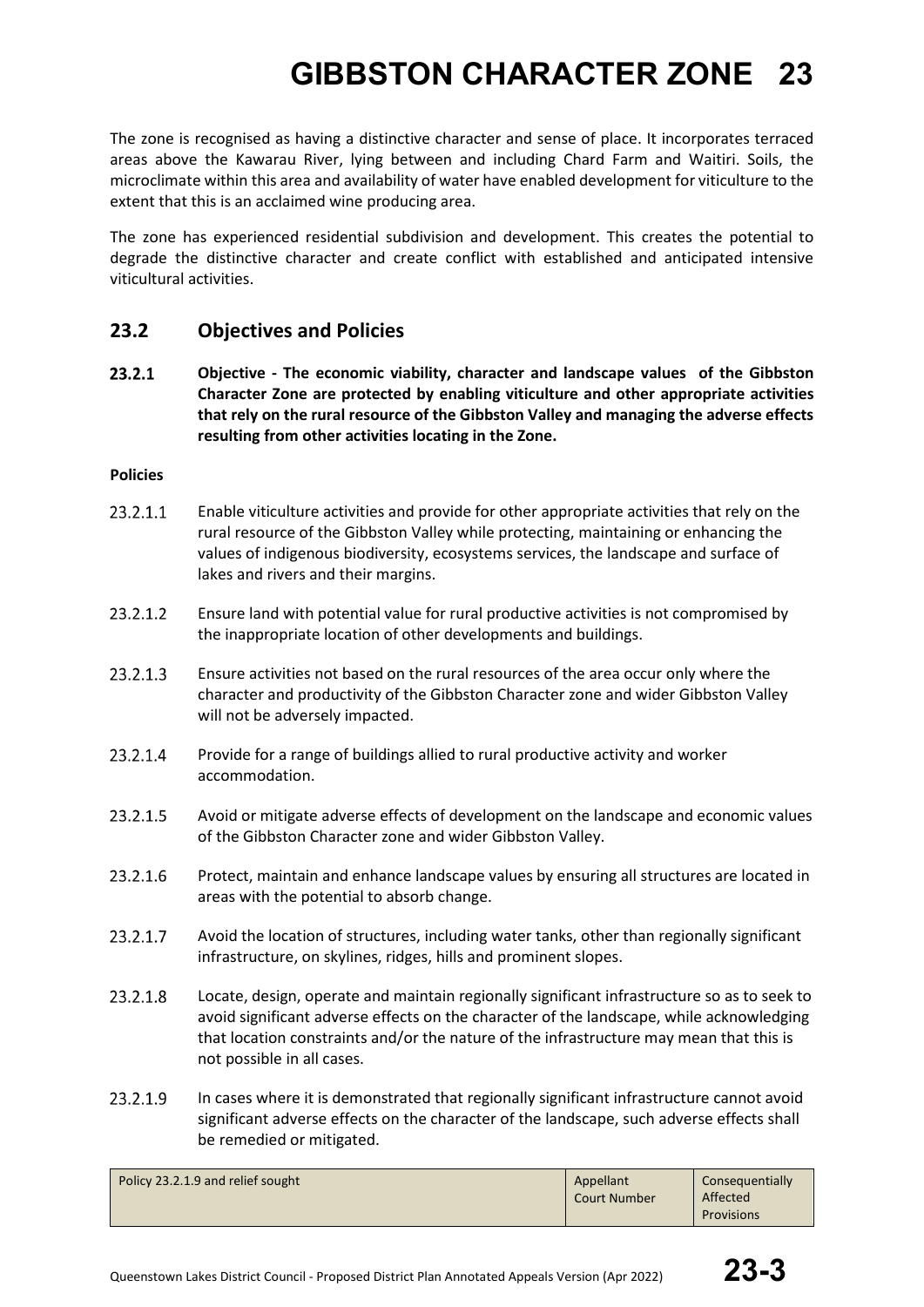The zone is recognised as having a distinctive character and sense of place. It incorporates terraced areas above the Kawarau River, lying between and including Chard Farm and Waitiri. Soils, the microclimate within this area and availability of water have enabled development for viticulture to the extent that this is an acclaimed wine producing area.

The zone has experienced residential subdivision and development. This creates the potential to degrade the distinctive character and create conflict with established and anticipated intensive viticultural activities.

## 23.2 Objectives and Policies

**23.2.1 Objective - The economic viability, character and landscape values of the Gibbston Character Zone are protected by enabling viticulture and other appropriate activities that rely on the rural resource of the Gibbston Valley and managing the adverse effects resulting from other activities locating in the Zone.**

**Policies**

23.2.1.1 Enable viticulture activities and provide for other appropriate activities that rely on the rural resource of the Gibbston Valley while protecting, maintaining or enhancing the values of indigenous biodiversity, ecosystems services, the landscape and surface of lakes and rivers and their margins.

23.2.1.2 Ensure land with potential value for rural productive activities is not compromised by the inappropriate location of other developments and buildings.

23.2.1.3 Ensure activities not based on the rural resources of the area occur only where the character and productivity of the Gibbston Character zone and wider Gibbston Valley will not be adversely impacted.

23.2.1.4 Provide for a range of buildings allied to rural productive activity and worker accommodation.

23.2.1.5 Avoid or mitigate adverse effects of development on the landscape and economic values of the Gibbston Character zone and wider Gibbston Valley.

23.2.1.6 Protect, maintain and enhance landscape values by ensuring all structures are located in areas with the potential to absorb change.

23.2.1.7 Avoid the location of structures, including water tanks, other than regionally significant infrastructure, on skylines, ridges, hills and prominent slopes.

23.2.1.8 Locate, design, operate and maintain regionally significant infrastructure so as to seek to avoid significant adverse effects on the character of the landscape, while acknowledging that location constraints and/or the nature of the infrastructure may mean that this is not possible in all cases.

23.2.1.9 In cases where it is demonstrated that regionally significant infrastructure cannot avoid significant adverse effects on the character of the landscape, such adverse effects shall be remedied or mitigated.

| Policy 23.2.1.9 and relief sought | Appellant Court Number | Consequentially Affected Provisions |
|---|---|---|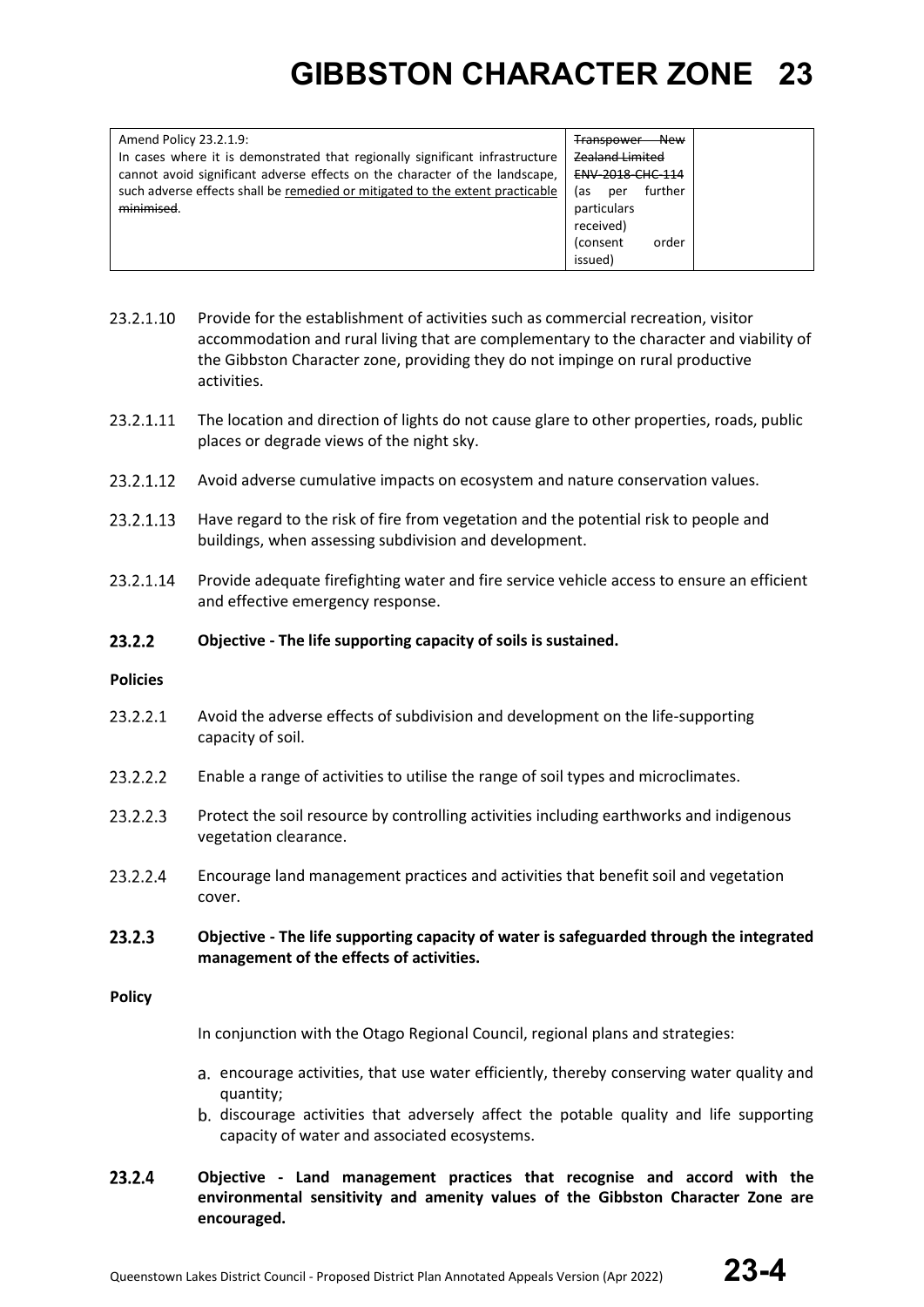| Amend Policy 23.2.1.9: In cases where it is demonstrated that regionally significant infrastructure cannot avoid significant adverse effects on the character of the landscape, such adverse effects shall be <u>remedied or mitigated to the extent practicable</u> ~~minimised~~. | ~~Transpower New Zealand Limited~~ ~~ENV-2018-CHC-114~~ (as per further particulars received) (consent order issued) | |
|---|---|---|

23.2.1.10 Provide for the establishment of activities such as commercial recreation, visitor accommodation and rural living that are complementary to the character and viability of the Gibbston Character zone, providing they do not impinge on rural productive activities.

23.2.1.11 The location and direction of lights do not cause glare to other properties, roads, public places or degrade views of the night sky.

23.2.1.12 Avoid adverse cumulative impacts on ecosystem and nature conservation values.

23.2.1.13 Have regard to the risk of fire from vegetation and the potential risk to people and buildings, when assessing subdivision and development.

23.2.1.14 Provide adequate firefighting water and fire service vehicle access to ensure an efficient and effective emergency response.

### 23.2.2 Objective - The life supporting capacity of soils is sustained.

**Policies**

23.2.2.1 Avoid the adverse effects of subdivision and development on the life-supporting capacity of soil.

23.2.2.2 Enable a range of activities to utilise the range of soil types and microclimates.

23.2.2.3 Protect the soil resource by controlling activities including earthworks and indigenous vegetation clearance.

23.2.2.4 Encourage land management practices and activities that benefit soil and vegetation cover.

### 23.2.3 Objective - The life supporting capacity of water is safeguarded through the integrated management of the effects of activities.

**Policy**

In conjunction with the Otago Regional Council, regional plans and strategies:

a. encourage activities, that use water efficiently, thereby conserving water quality and quantity;
b. discourage activities that adversely affect the potable quality and life supporting capacity of water and associated ecosystems.

### 23.2.4 Objective - Land management practices that recognise and accord with the environmental sensitivity and amenity values of the Gibbston Character Zone are encouraged.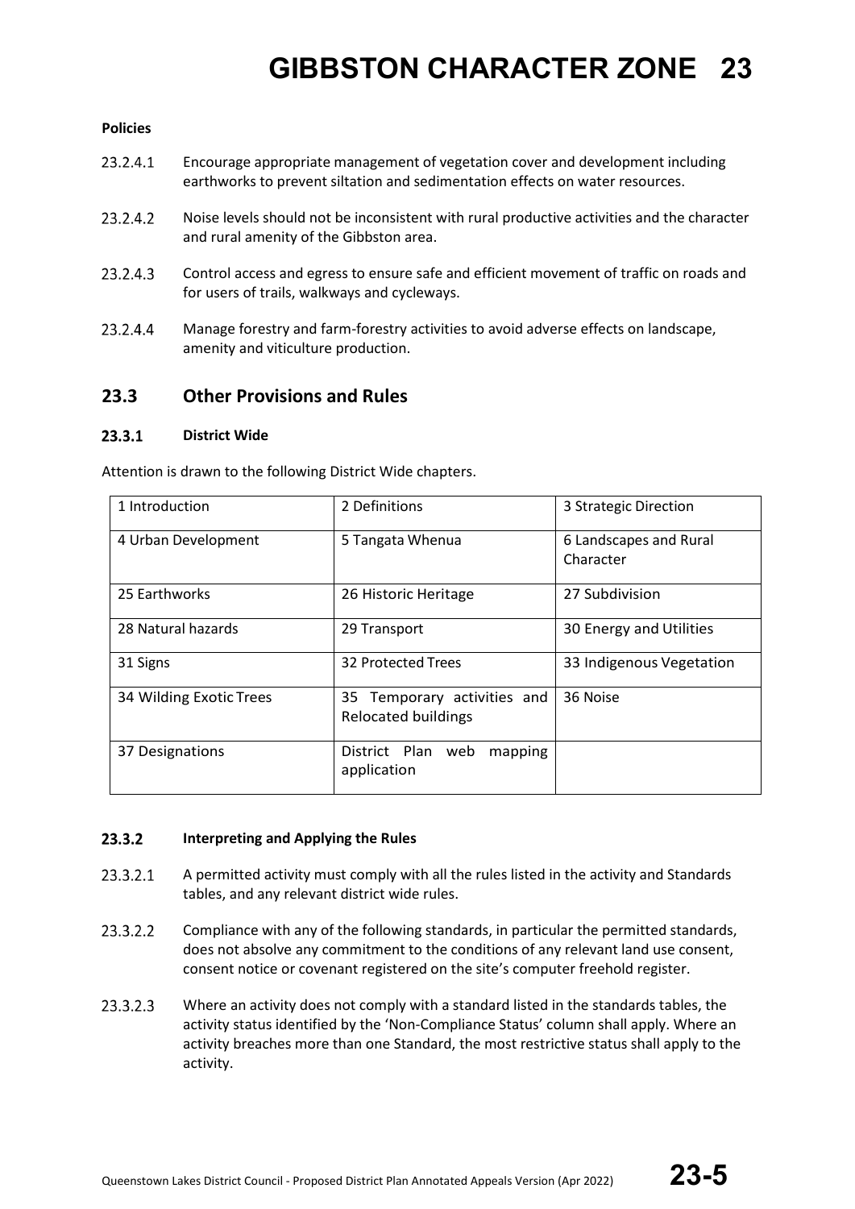**Policies**

23.2.4.1 Encourage appropriate management of vegetation cover and development including earthworks to prevent siltation and sedimentation effects on water resources.

23.2.4.2 Noise levels should not be inconsistent with rural productive activities and the character and rural amenity of the Gibbston area.

23.2.4.3 Control access and egress to ensure safe and efficient movement of traffic on roads and for users of trails, walkways and cycleways.

23.2.4.4 Manage forestry and farm-forestry activities to avoid adverse effects on landscape, amenity and viticulture production.

## 23.3 Other Provisions and Rules

### 23.3.1 District Wide

Attention is drawn to the following District Wide chapters.

| | | |
|---|---|---|
| 1 Introduction | 2 Definitions | 3 Strategic Direction |
| 4 Urban Development | 5 Tangata Whenua | 6 Landscapes and Rural Character |
| 25 Earthworks | 26 Historic Heritage | 27 Subdivision |
| 28 Natural hazards | 29 Transport | 30 Energy and Utilities |
| 31 Signs | 32 Protected Trees | 33 Indigenous Vegetation |
| 34 Wilding Exotic Trees | 35 Temporary activities and Relocated buildings | 36 Noise |
| 37 Designations | District Plan web mapping application | |

### 23.3.2 Interpreting and Applying the Rules

23.3.2.1 A permitted activity must comply with all the rules listed in the activity and Standards tables, and any relevant district wide rules.

23.3.2.2 Compliance with any of the following standards, in particular the permitted standards, does not absolve any commitment to the conditions of any relevant land use consent, consent notice or covenant registered on the site's computer freehold register.

23.3.2.3 Where an activity does not comply with a standard listed in the standards tables, the activity status identified by the 'Non-Compliance Status' column shall apply. Where an activity breaches more than one Standard, the most restrictive status shall apply to the activity.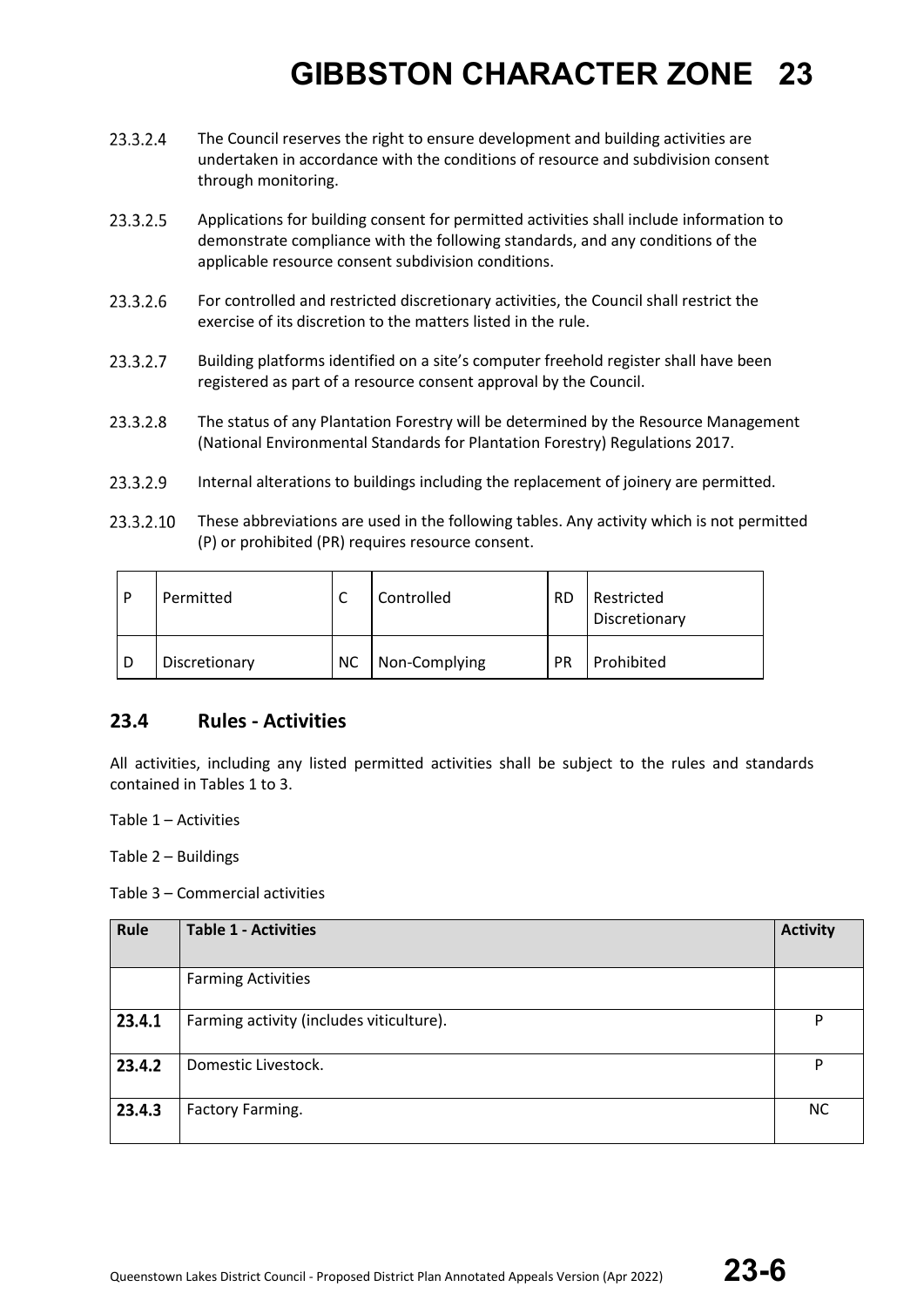23.3.2.4 The Council reserves the right to ensure development and building activities are undertaken in accordance with the conditions of resource and subdivision consent through monitoring.

23.3.2.5 Applications for building consent for permitted activities shall include information to demonstrate compliance with the following standards, and any conditions of the applicable resource consent subdivision conditions.

23.3.2.6 For controlled and restricted discretionary activities, the Council shall restrict the exercise of its discretion to the matters listed in the rule.

23.3.2.7 Building platforms identified on a site's computer freehold register shall have been registered as part of a resource consent approval by the Council.

23.3.2.8 The status of any Plantation Forestry will be determined by the Resource Management (National Environmental Standards for Plantation Forestry) Regulations 2017.

23.3.2.9 Internal alterations to buildings including the replacement of joinery are permitted.

23.3.2.10 These abbreviations are used in the following tables. Any activity which is not permitted (P) or prohibited (PR) requires resource consent.

| P | Permitted | C | Controlled | RD | Restricted Discretionary |
|---|---|---|---|---|---|
| D | Discretionary | NC | Non-Complying | PR | Prohibited |

## 23.4 Rules - Activities

All activities, including any listed permitted activities shall be subject to the rules and standards contained in Tables 1 to 3.

Table 1 – Activities

Table 2 – Buildings

Table 3 – Commercial activities

| Rule | Table 1 - Activities | Activity |
|---|---|---|
| | Farming Activities | |
| **23.4.1** | Farming activity (includes viticulture). | P |
| **23.4.2** | Domestic Livestock. | P |
| **23.4.3** | Factory Farming. | NC |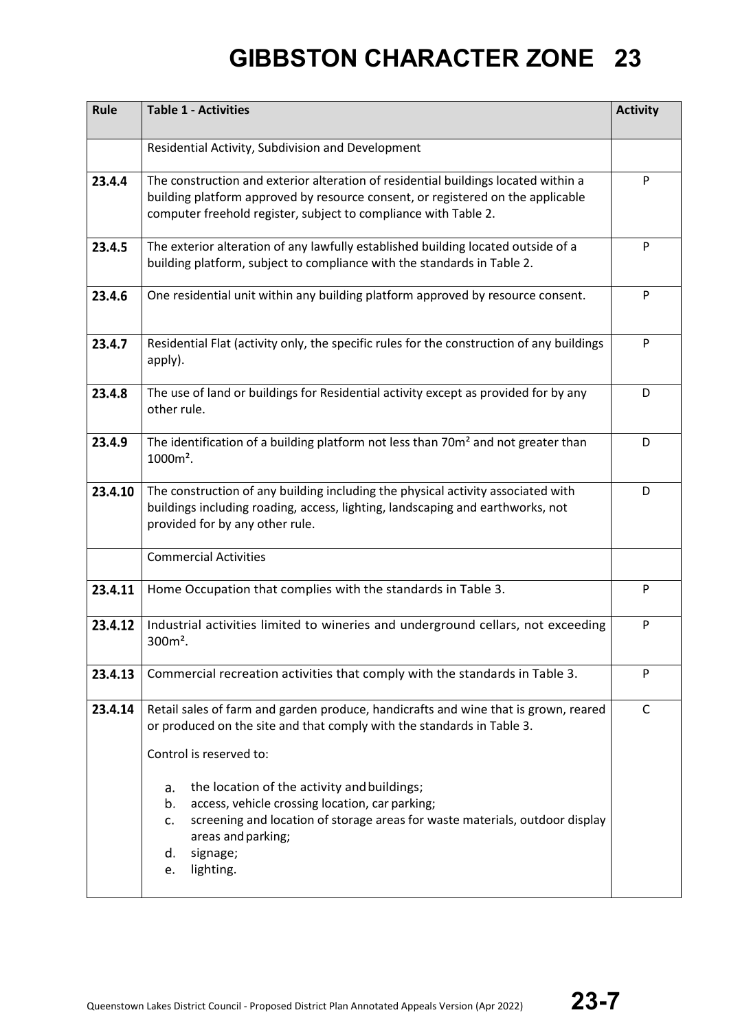# GIBBSTON CHARACTER ZONE 23

| Rule | Table 1 - Activities | Activity |
|---|---|---|
| | Residential Activity, Subdivision and Development | |
| **23.4.4** | The construction and exterior alteration of residential buildings located within a building platform approved by resource consent, or registered on the applicable computer freehold register, subject to compliance with Table 2. | P |
| **23.4.5** | The exterior alteration of any lawfully established building located outside of a building platform, subject to compliance with the standards in Table 2. | P |
| **23.4.6** | One residential unit within any building platform approved by resource consent. | P |
| **23.4.7** | Residential Flat (activity only, the specific rules for the construction of any buildings apply). | P |
| **23.4.8** | The use of land or buildings for Residential activity except as provided for by any other rule. | D |
| **23.4.9** | The identification of a building platform not less than 70m² and not greater than 1000m². | D |
| **23.4.10** | The construction of any building including the physical activity associated with buildings including roading, access, lighting, landscaping and earthworks, not provided for by any other rule. | D |
| | Commercial Activities | |
| **23.4.11** | Home Occupation that complies with the standards in Table 3. | P |
| **23.4.12** | Industrial activities limited to wineries and underground cellars, not exceeding 300m². | P |
| **23.4.13** | Commercial recreation activities that comply with the standards in Table 3. | P |
| **23.4.14** | Retail sales of farm and garden produce, handicrafts and wine that is grown, reared or produced on the site and that comply with the standards in Table 3.<br><br>Control is reserved to:<br><br>a. the location of the activity and buildings;<br>b. access, vehicle crossing location, car parking;<br>c. screening and location of storage areas for waste materials, outdoor display areas and parking;<br>d. signage;<br>e. lighting. | C |

Queenstown Lakes District Council - Proposed District Plan Annotated Appeals Version (Apr 2022)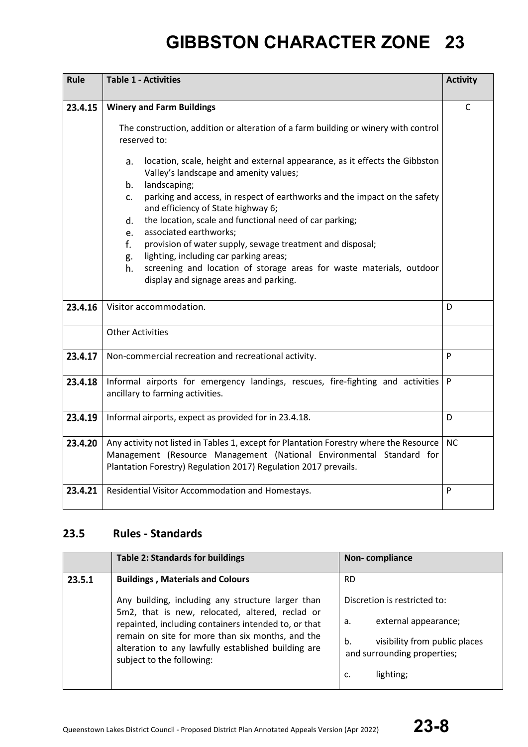# GIBBSTON CHARACTER ZONE 23

| Rule | Table 1 - Activities | Activity |
|---|---|---|
| 23.4.15 | **Winery and Farm Buildings**<br><br>The construction, addition or alteration of a farm building or winery with control reserved to:<br><br>a. location, scale, height and external appearance, as it effects the Gibbston Valley's landscape and amenity values;<br>b. landscaping;<br>c. parking and access, in respect of earthworks and the impact on the safety and efficiency of State highway 6;<br>d. the location, scale and functional need of car parking;<br>e. associated earthworks;<br>f. provision of water supply, sewage treatment and disposal;<br>g. lighting, including car parking areas;<br>h. screening and location of storage areas for waste materials, outdoor display and signage areas and parking. | C |
| 23.4.16 | Visitor accommodation. | D |
| | Other Activities | |
| 23.4.17 | Non-commercial recreation and recreational activity. | P |
| 23.4.18 | Informal airports for emergency landings, rescues, fire-fighting and activities ancillary to farming activities. | P |
| 23.4.19 | Informal airports, expect as provided for in 23.4.18. | D |
| 23.4.20 | Any activity not listed in Tables 1, except for Plantation Forestry where the Resource Management (Resource Management (National Environmental Standard for Plantation Forestry) Regulation 2017) Regulation 2017 prevails. | NC |
| 23.4.21 | Residential Visitor Accommodation and Homestays. | P |

## 23.5 Rules - Standards

| | Table 2: Standards for buildings | Non- compliance |
|---|---|---|
| 23.5.1 | **Buildings , Materials and Colours**<br><br>Any building, including any structure larger than 5m2, that is new, relocated, altered, reclad or repainted, including containers intended to, or that remain on site for more than six months, and the alteration to any lawfully established building are subject to the following: | RD<br><br>Discretion is restricted to:<br><br>a. external appearance;<br><br>b. visibility from public places and surrounding properties;<br><br>c. lighting; |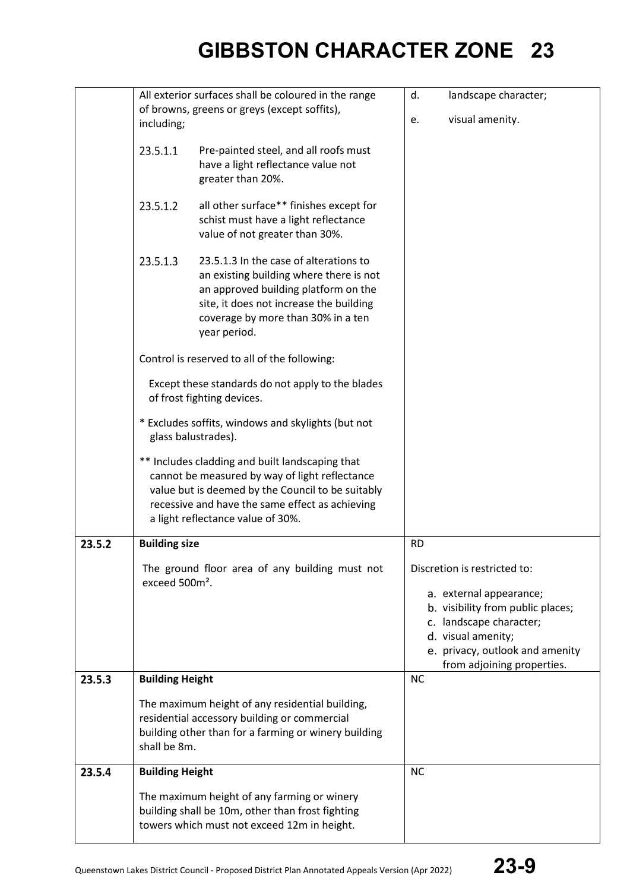# GIBBSTON CHARACTER ZONE 23

| | | |
|---|---|---|
| | All exterior surfaces shall be coloured in the range of browns, greens or greys (except soffits), including;<br><br>23.5.1.1 Pre-painted steel, and all roofs must have a light reflectance value not greater than 20%.<br><br>23.5.1.2 all other surface** finishes except for schist must have a light reflectance value of not greater than 30%.<br><br>23.5.1.3 23.5.1.3 In the case of alterations to an existing building where there is not an approved building platform on the site, it does not increase the building coverage by more than 30% in a ten year period.<br><br>Control is reserved to all of the following:<br><br>Except these standards do not apply to the blades of frost fighting devices.<br><br>* Excludes soffits, windows and skylights (but not glass balustrades).<br><br>** Includes cladding and built landscaping that cannot be measured by way of light reflectance value but is deemed by the Council to be suitably recessive and have the same effect as achieving a light reflectance value of 30%. | d. landscape character;<br><br>e. visual amenity. |
| **23.5.2** | **Building size**<br><br>The ground floor area of any building must not exceed 500m². | RD<br><br>Discretion is restricted to:<br><br>a. external appearance;<br>b. visibility from public places;<br>c. landscape character;<br>d. visual amenity;<br>e. privacy, outlook and amenity from adjoining properties. |
| **23.5.3** | **Building Height**<br><br>The maximum height of any residential building, residential accessory building or commercial building other than for a farming or winery building shall be 8m. | NC |
| **23.5.4** | **Building Height**<br><br>The maximum height of any farming or winery building shall be 10m, other than frost fighting towers which must not exceed 12m in height. | NC |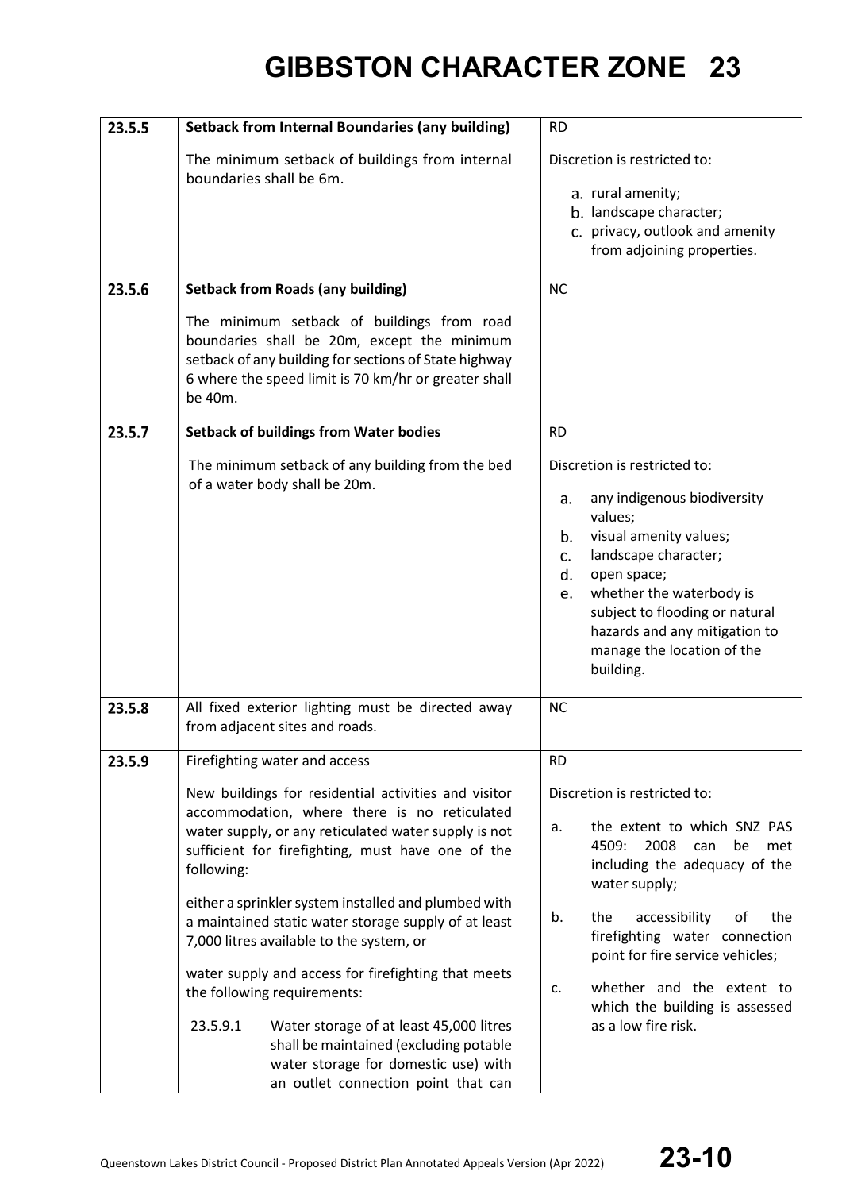# GIBBSTON CHARACTER ZONE 23

| | | |
|---|---|---|
| **23.5.5** | **Setback from Internal Boundaries (any building)**<br><br>The minimum setback of buildings from internal boundaries shall be 6m. | RD<br><br>Discretion is restricted to:<br><br>a. rural amenity;<br>b. landscape character;<br>c. privacy, outlook and amenity from adjoining properties. |
| **23.5.6** | **Setback from Roads (any building)**<br><br>The minimum setback of buildings from road boundaries shall be 20m, except the minimum setback of any building for sections of State highway 6 where the speed limit is 70 km/hr or greater shall be 40m. | NC |
| **23.5.7** | **Setback of buildings from Water bodies**<br><br>The minimum setback of any building from the bed of a water body shall be 20m. | RD<br><br>Discretion is restricted to:<br><br>a. any indigenous biodiversity values;<br>b. visual amenity values;<br>c. landscape character;<br>d. open space;<br>e. whether the waterbody is subject to flooding or natural hazards and any mitigation to manage the location of the building. |
| **23.5.8** | All fixed exterior lighting must be directed away from adjacent sites and roads. | NC |
| **23.5.9** | Firefighting water and access<br><br>New buildings for residential activities and visitor accommodation, where there is no reticulated water supply, or any reticulated water supply is not sufficient for firefighting, must have one of the following:<br><br>either a sprinkler system installed and plumbed with a maintained static water storage supply of at least 7,000 litres available to the system, or<br><br>water supply and access for firefighting that meets the following requirements:<br><br>23.5.9.1 Water storage of at least 45,000 litres shall be maintained (excluding potable water storage for domestic use) with an outlet connection point that can | RD<br><br>Discretion is restricted to:<br><br>a. the extent to which SNZ PAS 4509: 2008 can be met including the adequacy of the water supply;<br><br>b. the accessibility of the firefighting water connection point for fire service vehicles;<br><br>c. whether and the extent to which the building is assessed as a low fire risk. |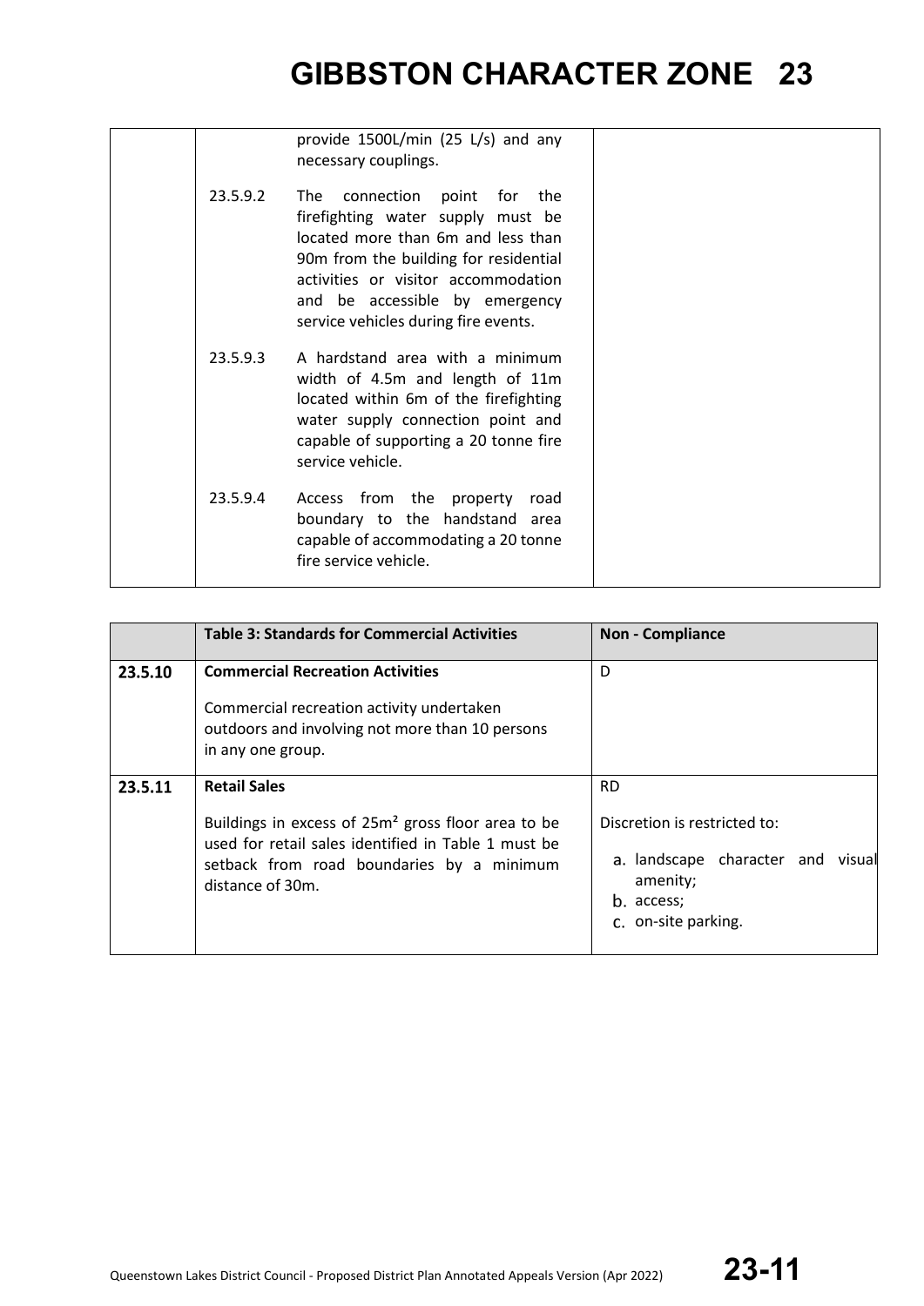| | | |
|---|---|---|
| | provide 1500L/min (25 L/s) and any necessary couplings.<br><br>23.5.9.2 The connection point for the firefighting water supply must be located more than 6m and less than 90m from the building for residential activities or visitor accommodation and be accessible by emergency service vehicles during fire events.<br><br>23.5.9.3 A hardstand area with a minimum width of 4.5m and length of 11m located within 6m of the firefighting water supply connection point and capable of supporting a 20 tonne fire service vehicle.<br><br>23.5.9.4 Access from the property road boundary to the handstand area capable of accommodating a 20 tonne fire service vehicle. | |

| | **Table 3: Standards for Commercial Activities** | **Non - Compliance** |
|---|---|---|
| **23.5.10** | **Commercial Recreation Activities**<br><br>Commercial recreation activity undertaken outdoors and involving not more than 10 persons in any one group. | D |
| **23.5.11** | **Retail Sales**<br><br>Buildings in excess of 25m² gross floor area to be used for retail sales identified in Table 1 must be setback from road boundaries by a minimum distance of 30m. | RD<br><br>Discretion is restricted to:<br><br>a. landscape character and visual amenity;<br>b. access;<br>c. on-site parking. |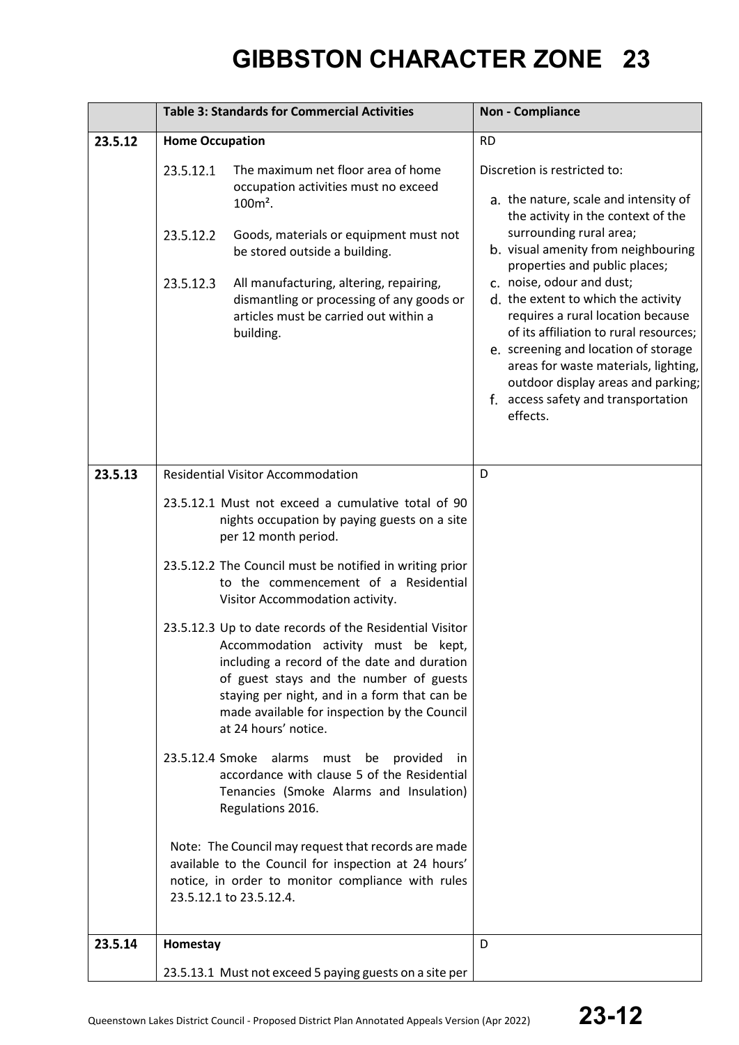# GIBBSTON CHARACTER ZONE 23

| | Table 3: Standards for Commercial Activities | Non - Compliance |
|---|---|---|
| **23.5.12** | **Home Occupation**<br><br>23.5.12.1 The maximum net floor area of home occupation activities must no exceed 100m².<br><br>23.5.12.2 Goods, materials or equipment must not be stored outside a building.<br><br>23.5.12.3 All manufacturing, altering, repairing, dismantling or processing of any goods or articles must be carried out within a building. | RD<br><br>Discretion is restricted to:<br><br>a. the nature, scale and intensity of the activity in the context of the surrounding rural area;<br>b. visual amenity from neighbouring properties and public places;<br>c. noise, odour and dust;<br>d. the extent to which the activity requires a rural location because of its affiliation to rural resources;<br>e. screening and location of storage areas for waste materials, lighting, outdoor display areas and parking;<br>f. access safety and transportation effects. |
| **23.5.13** | Residential Visitor Accommodation<br><br>23.5.12.1 Must not exceed a cumulative total of 90 nights occupation by paying guests on a site per 12 month period.<br><br>23.5.12.2 The Council must be notified in writing prior to the commencement of a Residential Visitor Accommodation activity.<br><br>23.5.12.3 Up to date records of the Residential Visitor Accommodation activity must be kept, including a record of the date and duration of guest stays and the number of guests staying per night, and in a form that can be made available for inspection by the Council at 24 hours' notice.<br><br>23.5.12.4 Smoke alarms must be provided in accordance with clause 5 of the Residential Tenancies (Smoke Alarms and Insulation) Regulations 2016.<br><br>Note: The Council may request that records are made available to the Council for inspection at 24 hours' notice, in order to monitor compliance with rules 23.5.12.1 to 23.5.12.4. | D |
| **23.5.14** | **Homestay**<br><br>23.5.13.1 Must not exceed 5 paying guests on a site per | D |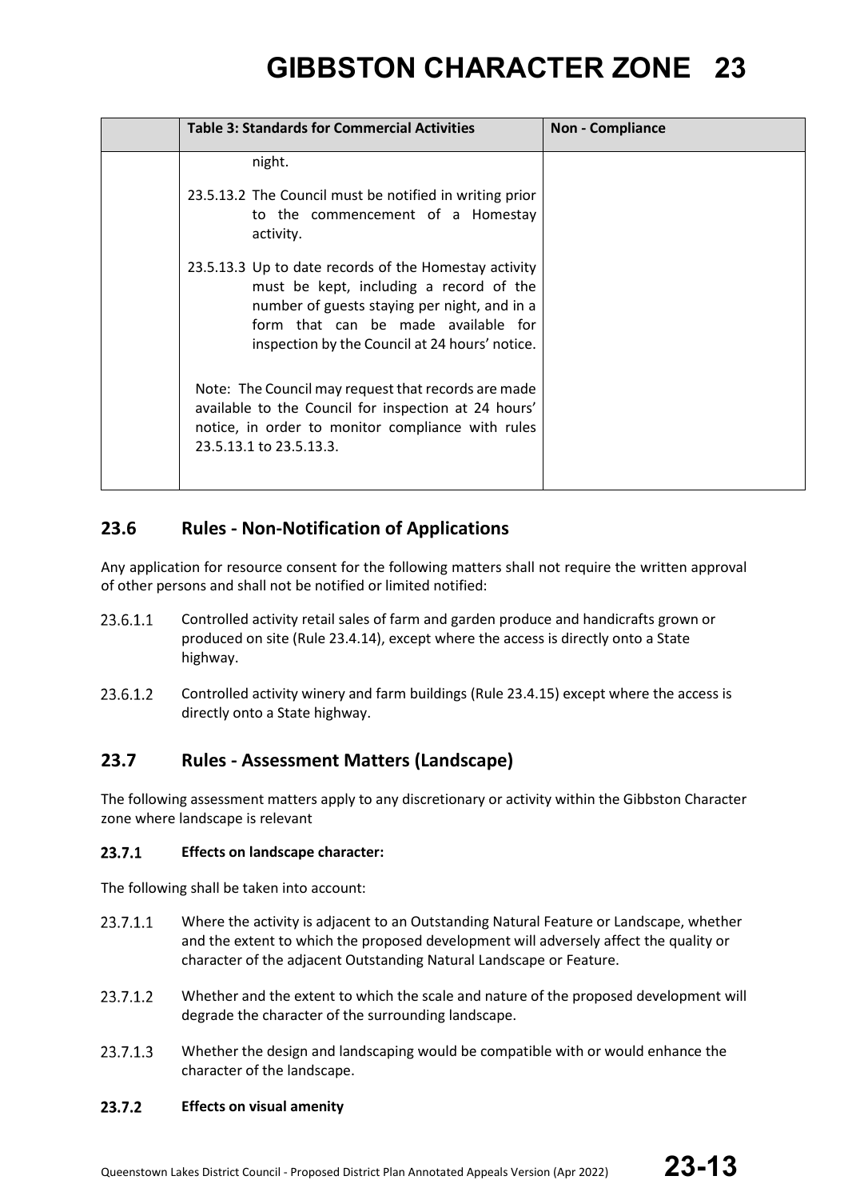| | Table 3: Standards for Commercial Activities | Non - Compliance |
|---|---|---|
| | night.<br><br>23.5.13.2 The Council must be notified in writing prior to the commencement of a Homestay activity.<br><br>23.5.13.3 Up to date records of the Homestay activity must be kept, including a record of the number of guests staying per night, and in a form that can be made available for inspection by the Council at 24 hours' notice.<br><br>Note: The Council may request that records are made available to the Council for inspection at 24 hours' notice, in order to monitor compliance with rules 23.5.13.1 to 23.5.13.3. | |

## 23.6 Rules - Non-Notification of Applications

Any application for resource consent for the following matters shall not require the written approval of other persons and shall not be notified or limited notified:

23.6.1.1 Controlled activity retail sales of farm and garden produce and handicrafts grown or produced on site (Rule 23.4.14), except where the access is directly onto a State highway.

23.6.1.2 Controlled activity winery and farm buildings (Rule 23.4.15) except where the access is directly onto a State highway.

## 23.7 Rules - Assessment Matters (Landscape)

The following assessment matters apply to any discretionary or activity within the Gibbston Character zone where landscape is relevant

### 23.7.1 Effects on landscape character:

The following shall be taken into account:

23.7.1.1 Where the activity is adjacent to an Outstanding Natural Feature or Landscape, whether and the extent to which the proposed development will adversely affect the quality or character of the adjacent Outstanding Natural Landscape or Feature.

23.7.1.2 Whether and the extent to which the scale and nature of the proposed development will degrade the character of the surrounding landscape.

23.7.1.3 Whether the design and landscaping would be compatible with or would enhance the character of the landscape.

### 23.7.2 Effects on visual amenity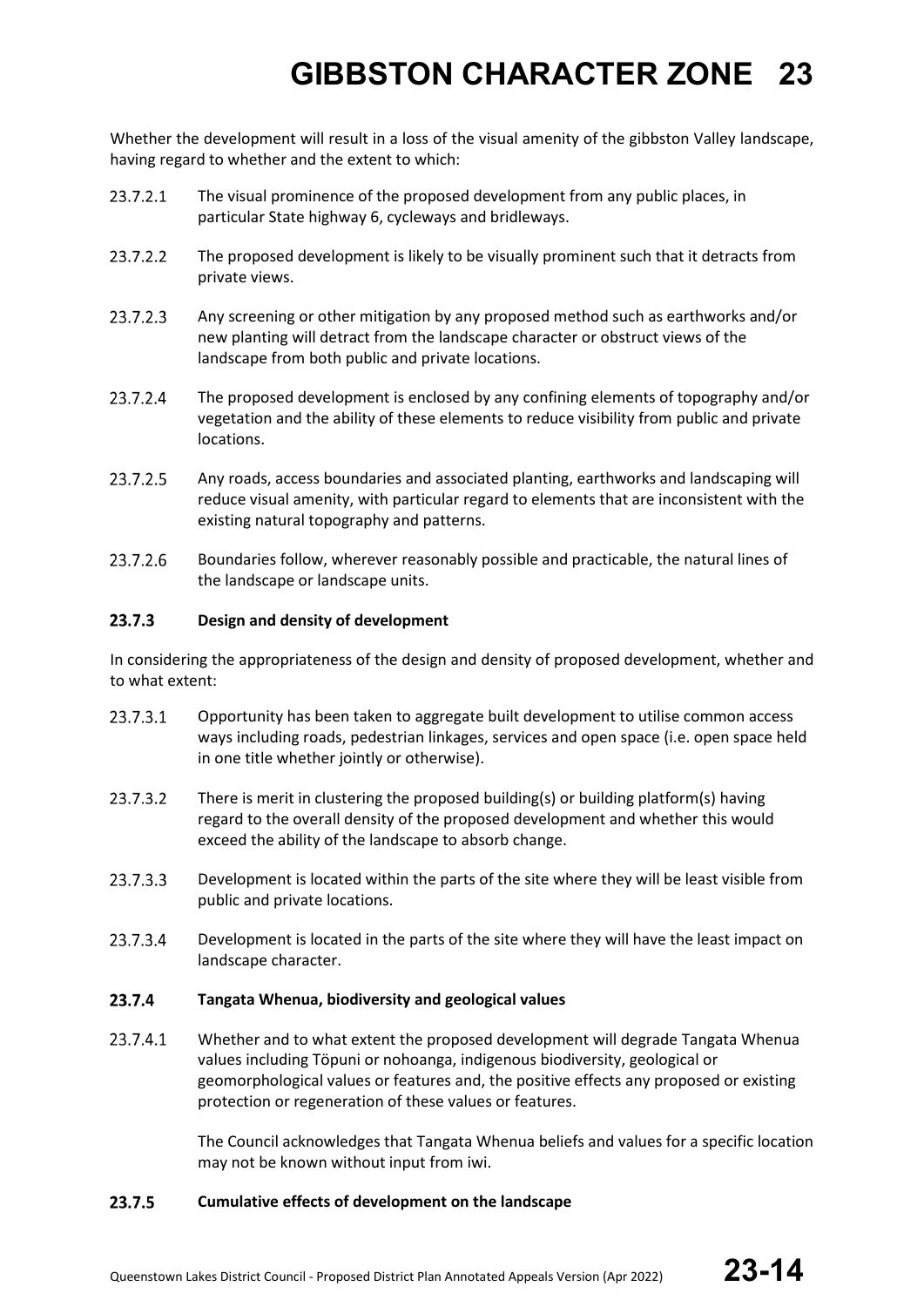Whether the development will result in a loss of the visual amenity of the gibbston Valley landscape, having regard to whether and the extent to which:

23.7.2.1 The visual prominence of the proposed development from any public places, in particular State highway 6, cycleways and bridleways.

23.7.2.2 The proposed development is likely to be visually prominent such that it detracts from private views.

23.7.2.3 Any screening or other mitigation by any proposed method such as earthworks and/or new planting will detract from the landscape character or obstruct views of the landscape from both public and private locations.

23.7.2.4 The proposed development is enclosed by any confining elements of topography and/or vegetation and the ability of these elements to reduce visibility from public and private locations.

23.7.2.5 Any roads, access boundaries and associated planting, earthworks and landscaping will reduce visual amenity, with particular regard to elements that are inconsistent with the existing natural topography and patterns.

23.7.2.6 Boundaries follow, wherever reasonably possible and practicable, the natural lines of the landscape or landscape units.

### 23.7.3 Design and density of development

In considering the appropriateness of the design and density of proposed development, whether and to what extent:

23.7.3.1 Opportunity has been taken to aggregate built development to utilise common access ways including roads, pedestrian linkages, services and open space (i.e. open space held in one title whether jointly or otherwise).

23.7.3.2 There is merit in clustering the proposed building(s) or building platform(s) having regard to the overall density of the proposed development and whether this would exceed the ability of the landscape to absorb change.

23.7.3.3 Development is located within the parts of the site where they will be least visible from public and private locations.

23.7.3.4 Development is located in the parts of the site where they will have the least impact on landscape character.

### 23.7.4 Tangata Whenua, biodiversity and geological values

23.7.4.1 Whether and to what extent the proposed development will degrade Tangata Whenua values including Töpuni or nohoanga, indigenous biodiversity, geological or geomorphological values or features and, the positive effects any proposed or existing protection or regeneration of these values or features.

The Council acknowledges that Tangata Whenua beliefs and values for a specific location may not be known without input from iwi.

### 23.7.5 Cumulative effects of development on the landscape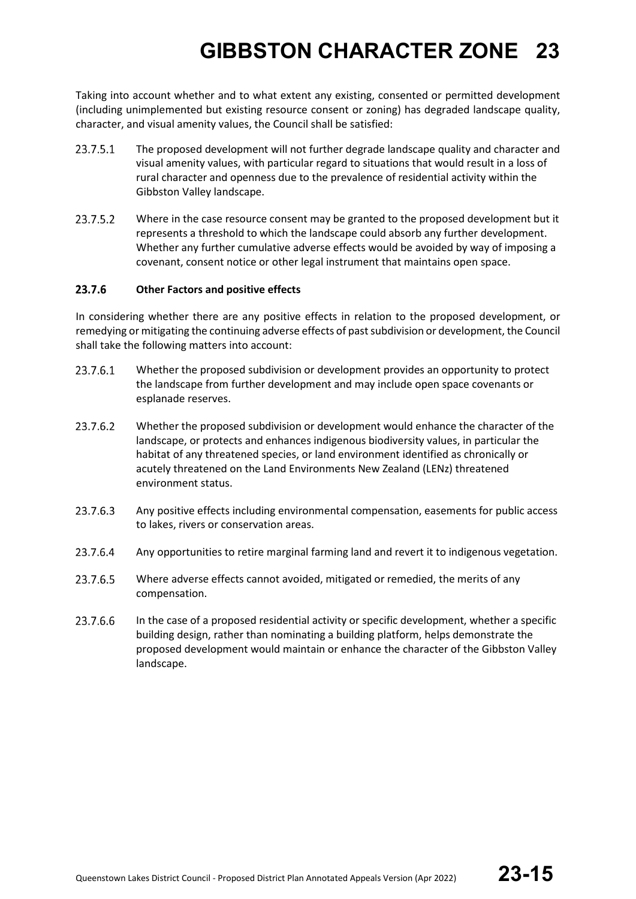Taking into account whether and to what extent any existing, consented or permitted development (including unimplemented but existing resource consent or zoning) has degraded landscape quality, character, and visual amenity values, the Council shall be satisfied:

23.7.5.1 The proposed development will not further degrade landscape quality and character and visual amenity values, with particular regard to situations that would result in a loss of rural character and openness due to the prevalence of residential activity within the Gibbston Valley landscape.

23.7.5.2 Where in the case resource consent may be granted to the proposed development but it represents a threshold to which the landscape could absorb any further development. Whether any further cumulative adverse effects would be avoided by way of imposing a covenant, consent notice or other legal instrument that maintains open space.

### 23.7.6 Other Factors and positive effects

In considering whether there are any positive effects in relation to the proposed development, or remedying or mitigating the continuing adverse effects of past subdivision or development, the Council shall take the following matters into account:

23.7.6.1 Whether the proposed subdivision or development provides an opportunity to protect the landscape from further development and may include open space covenants or esplanade reserves.

23.7.6.2 Whether the proposed subdivision or development would enhance the character of the landscape, or protects and enhances indigenous biodiversity values, in particular the habitat of any threatened species, or land environment identified as chronically or acutely threatened on the Land Environments New Zealand (LENz) threatened environment status.

23.7.6.3 Any positive effects including environmental compensation, easements for public access to lakes, rivers or conservation areas.

23.7.6.4 Any opportunities to retire marginal farming land and revert it to indigenous vegetation.

23.7.6.5 Where adverse effects cannot avoided, mitigated or remedied, the merits of any compensation.

23.7.6.6 In the case of a proposed residential activity or specific development, whether a specific building design, rather than nominating a building platform, helps demonstrate the proposed development would maintain or enhance the character of the Gibbston Valley landscape.